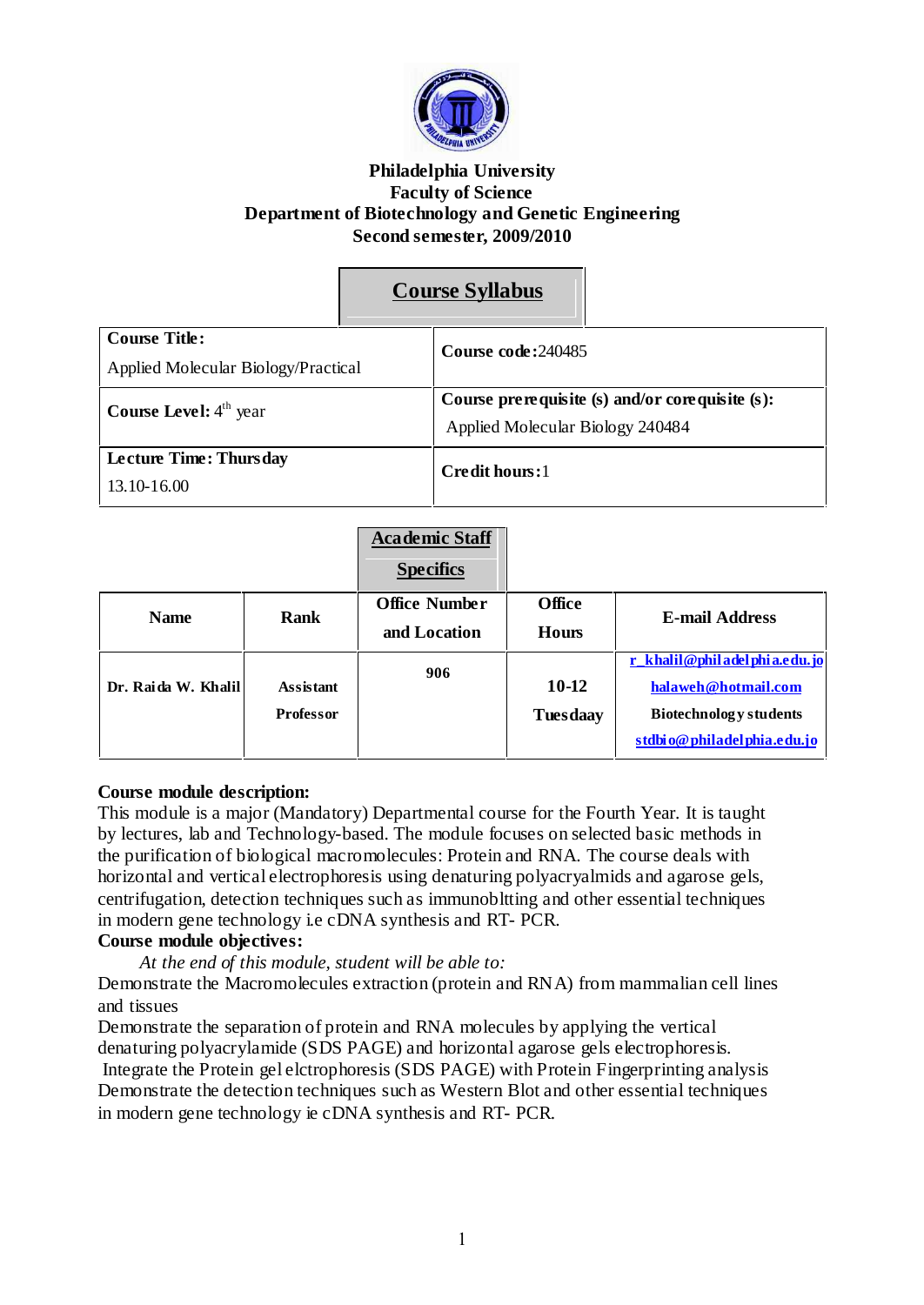**Philadelphia University**
**Faculty of Science**
**Department of Biotechnology and Genetic Engineering**
**Second semester, 2009/2010**

# Course Syllabus

| **Course Title:** Applied Molecular Biology/Practical | **Course code:** 240485 |
|---|---|
| **Course Level:** 4th year | **Course prerequisite (s) and/or corequisite (s):** Applied Molecular Biology 240484 |
| **Lecture Time: Thursday** 13.10-16.00 | **Credit hours:** 1 |

## Academic Staff Specifics

| Name | Rank | Office Number and Location | Office Hours | E-mail Address |
|---|---|---|---|---|
| Dr. Raida W. Khalil | Assistant Professor | 906 | 10-12 Tuesdaay | r_khalil@philadelphia.edu.jo<br>halaweh@hotmail.com<br>Biotechnology students<br>stdbio@philadelphia.edu.jo |

**Course module description:**
This module is a major (Mandatory) Departmental course for the Fourth Year. It is taught by lectures, lab and Technology-based. The module focuses on selected basic methods in the purification of biological macromolecules: Protein and RNA. The course deals with horizontal and vertical electrophoresis using denaturing polyacryalmids and agarose gels, centrifugation, detection techniques such as immunoblttting and other essential techniques in modern gene technology i.e cDNA synthesis and RT- PCR.

**Course module objectives:**

*At the end of this module, student will be able to:*

Demonstrate the Macromolecules extraction (protein and RNA) from mammalian cell lines and tissues

Demonstrate the separation of protein and RNA molecules by applying the vertical denaturing polyacrylamide (SDS PAGE) and horizontal agarose gels electrophoresis.

Integrate the Protein gel elctrophoresis (SDS PAGE) with Protein Fingerprinting analysis

Demonstrate the detection techniques such as Western Blot and other essential techniques in modern gene technology ie cDNA synthesis and RT- PCR.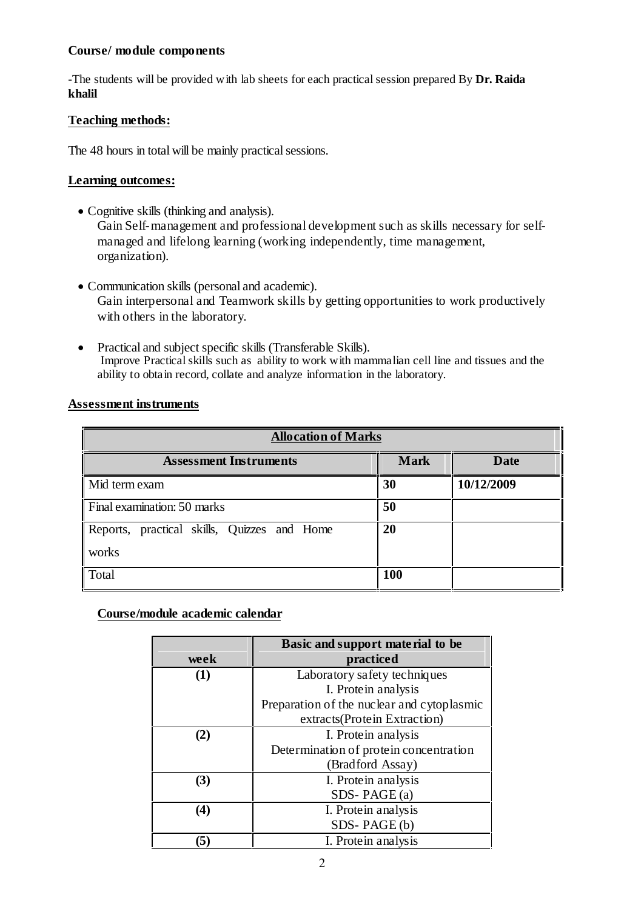**Course/ module components**

-The students will be provided with lab sheets for each practical session prepared By **Dr. Raida khalil**

**Teaching methods:**

The 48 hours in total will be mainly practical sessions.

**Learning outcomes:**

- Cognitive skills (thinking and analysis).
  Gain Self-management and professional development such as skills necessary for self-managed and lifelong learning (working independently, time management, organization).

- Communication skills (personal and academic).
  Gain interpersonal and Teamwork skills by getting opportunities to work productively with others in the laboratory.

- Practical and subject specific skills (Transferable Skills).
  Improve Practical skills such as ability to work with mammalian cell line and tissues and the ability to obtain record, collate and analyze information in the laboratory.

**Assessment instruments**

| Allocation of Marks | | |
|---|---|---|
| **Assessment Instruments** | **Mark** | **Date** |
| Mid term exam | **30** | **10/12/2009** |
| Final examination: 50 marks | **50** | |
| Reports, practical skills, Quizzes and Home works | **20** | |
| Total | **100** | |

**Course/module academic calendar**

| week | Basic and support material to be practiced |
|---|---|
| **(1)** | Laboratory safety techniques<br>I. Protein analysis<br>Preparation of the nuclear and cytoplasmic extracts(Protein Extraction) |
| **(2)** | I. Protein analysis<br>Determination of protein concentration (Bradford Assay) |
| **(3)** | I. Protein analysis<br>SDS- PAGE (a) |
| **(4)** | I. Protein analysis<br>SDS- PAGE (b) |
| **(5)** | I. Protein analysis |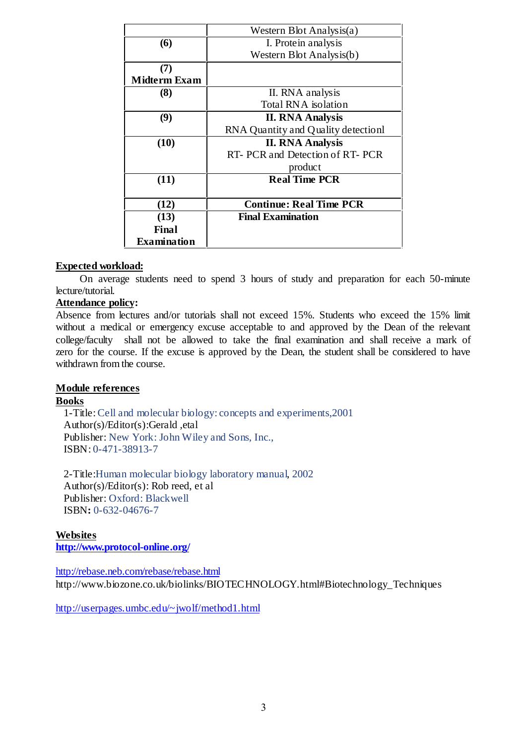| | |
|---|---|
| | Western Blot Analysis(a) |
| **(6)** | I. Protein analysis Western Blot Analysis(b) |
| **(7) Midterm Exam** | |
| **(8)** | II. RNA analysis Total RNA isolation |
| **(9)** | **II. RNA Analysis** RNA Quantity and Quality detectionl |
| **(10)** | **II. RNA Analysis** RT- PCR and Detection of RT- PCR product |
| **(11)** | **Real Time PCR** |
| **(12)** | **Continue: Real Time PCR** |
| **(13) Final Examination** | **Final Examination** |

**Expected workload:**

On average students need to spend 3 hours of study and preparation for each 50-minute lecture/tutorial.

**Attendance policy:**

Absence from lectures and/or tutorials shall not exceed 15%. Students who exceed the 15% limit without a medical or emergency excuse acceptable to and approved by the Dean of the relevant college/faculty shall not be allowed to take the final examination and shall receive a mark of zero for the course. If the excuse is approved by the Dean, the student shall be considered to have withdrawn from the course.

**Module references**

**Books**

1-Title: Cell and molecular biology: concepts and experiments,2001
Author(s)/Editor(s):Gerald ,etal
Publisher: New York: John Wiley and Sons, Inc.,
ISBN: 0-471-38913-7

2-Title:Human molecular biology laboratory manual, 2002
Author(s)/Editor(s): Rob reed, et al
Publisher: Oxford: Blackwell
ISBN: 0-632-04676-7

**Websites**

**http://www.protocol-online.org/**

http://rebase.neb.com/rebase/rebase.html
http://www.biozone.co.uk/biolinks/BIOTECHNOLOGY.html#Biotechnology_Techniques

http://userpages.umbc.edu/~jwolf/method1.html